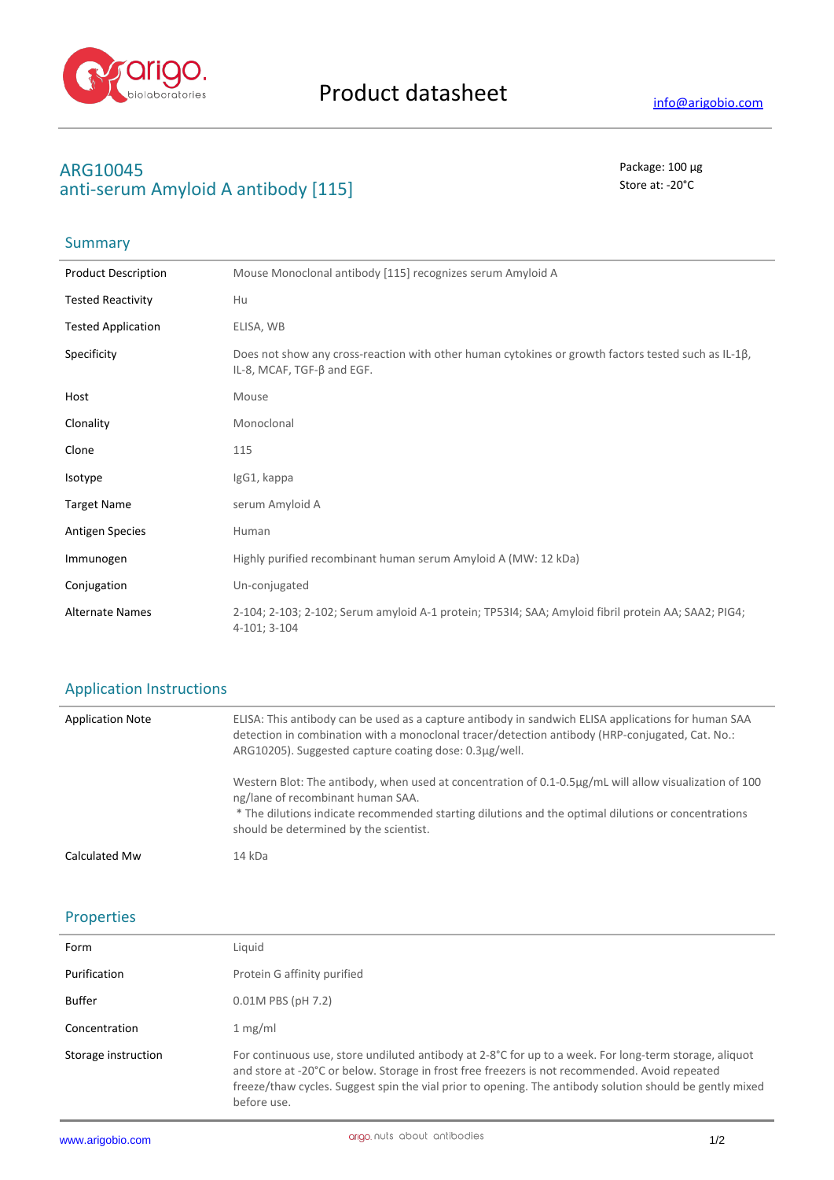Product datasheet

info@arigobio.com

# ARG10045
# anti-serum Amyloid A antibody [115]

Package: 100 μg
Store at: -20°C

## Summary

| | |
|---|---|
| Product Description | Mouse Monoclonal antibody [115] recognizes serum Amyloid A |
| Tested Reactivity | Hu |
| Tested Application | ELISA, WB |
| Specificity | Does not show any cross-reaction with other human cytokines or growth factors tested such as IL-1β, IL-8, MCAF, TGF-β and EGF. |
| Host | Mouse |
| Clonality | Monoclonal |
| Clone | 115 |
| Isotype | IgG1, kappa |
| Target Name | serum Amyloid A |
| Antigen Species | Human |
| Immunogen | Highly purified recombinant human serum Amyloid A (MW: 12 kDa) |
| Conjugation | Un-conjugated |
| Alternate Names | 2-104; 2-103; 2-102; Serum amyloid A-1 protein; TP53I4; SAA; Amyloid fibril protein AA; SAA2; PIG4; 4-101; 3-104 |

## Application Instructions

| | |
|---|---|
| Application Note | ELISA: This antibody can be used as a capture antibody in sandwich ELISA applications for human SAA detection in combination with a monoclonal tracer/detection antibody (HRP-conjugated, Cat. No.: ARG10205). Suggested capture coating dose: 0.3µg/well.<br><br>Western Blot: The antibody, when used at concentration of 0.1-0.5µg/mL will allow visualization of 100 ng/lane of recombinant human SAA.<br>* The dilutions indicate recommended starting dilutions and the optimal dilutions or concentrations should be determined by the scientist. |
| Calculated Mw | 14 kDa |

## Properties

| | |
|---|---|
| Form | Liquid |
| Purification | Protein G affinity purified |
| Buffer | 0.01M PBS (pH 7.2) |
| Concentration | 1 mg/ml |
| Storage instruction | For continuous use, store undiluted antibody at 2-8°C for up to a week. For long-term storage, aliquot and store at -20°C or below. Storage in frost free freezers is not recommended. Avoid repeated freeze/thaw cycles. Suggest spin the vial prior to opening. The antibody solution should be gently mixed before use. |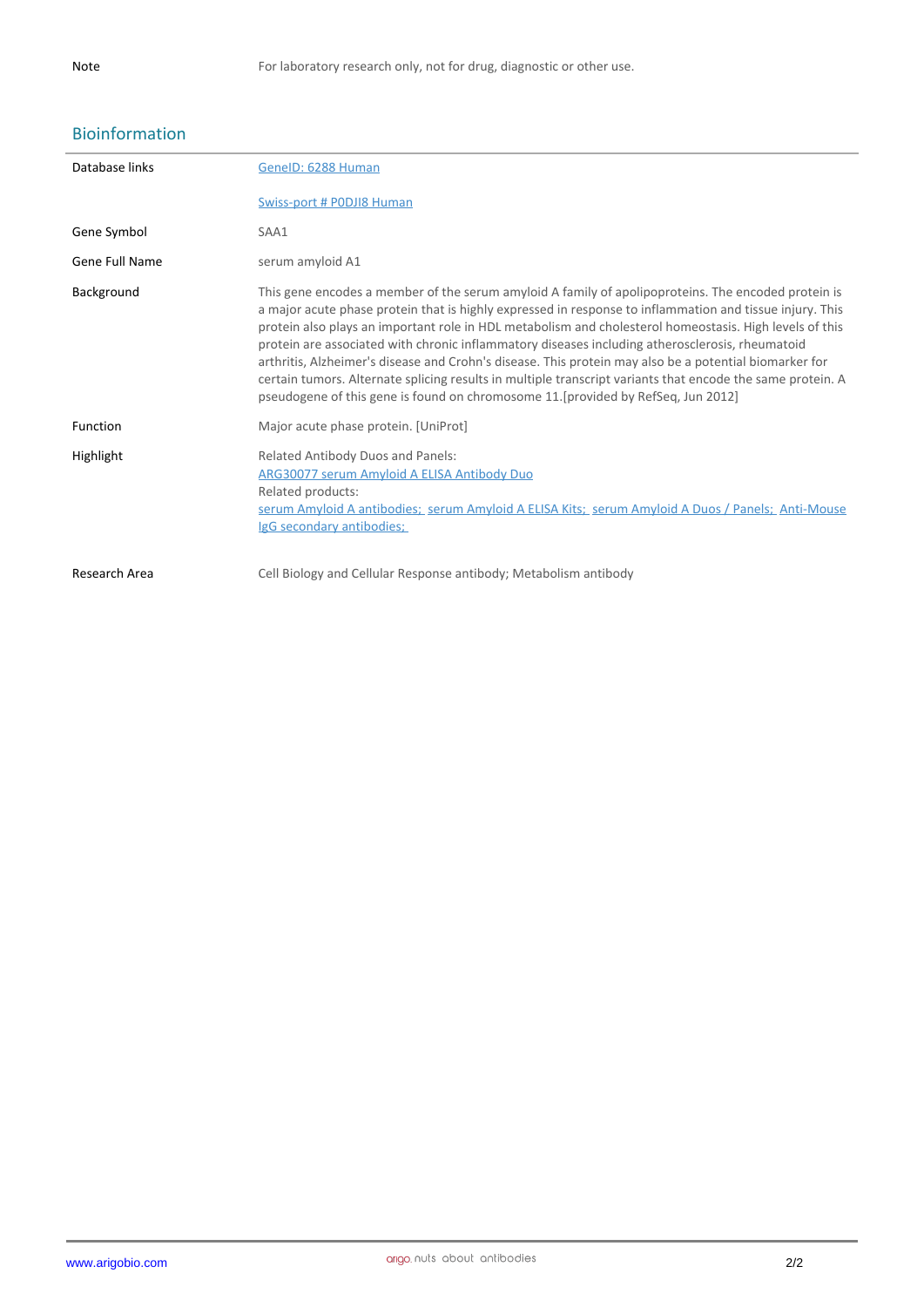| | |
|---|---|
| Note | For laboratory research only, not for drug, diagnostic or other use. |

## Bioinformation

| | |
|---|---|
| Database links | GeneID: 6288 Human<br><br>Swiss-port # P0DJI8 Human |
| Gene Symbol | SAA1 |
| Gene Full Name | serum amyloid A1 |
| Background | This gene encodes a member of the serum amyloid A family of apolipoproteins. The encoded protein is a major acute phase protein that is highly expressed in response to inflammation and tissue injury. This protein also plays an important role in HDL metabolism and cholesterol homeostasis. High levels of this protein are associated with chronic inflammatory diseases including atherosclerosis, rheumatoid arthritis, Alzheimer's disease and Crohn's disease. This protein may also be a potential biomarker for certain tumors. Alternate splicing results in multiple transcript variants that encode the same protein. A pseudogene of this gene is found on chromosome 11.[provided by RefSeq, Jun 2012] |
| Function | Major acute phase protein. [UniProt] |
| Highlight | Related Antibody Duos and Panels:<br>ARG30077 serum Amyloid A ELISA Antibody Duo<br>Related products:<br>serum Amyloid A antibodies; serum Amyloid A ELISA Kits; serum Amyloid A Duos / Panels; Anti-Mouse IgG secondary antibodies; |
| Research Area | Cell Biology and Cellular Response antibody; Metabolism antibody |